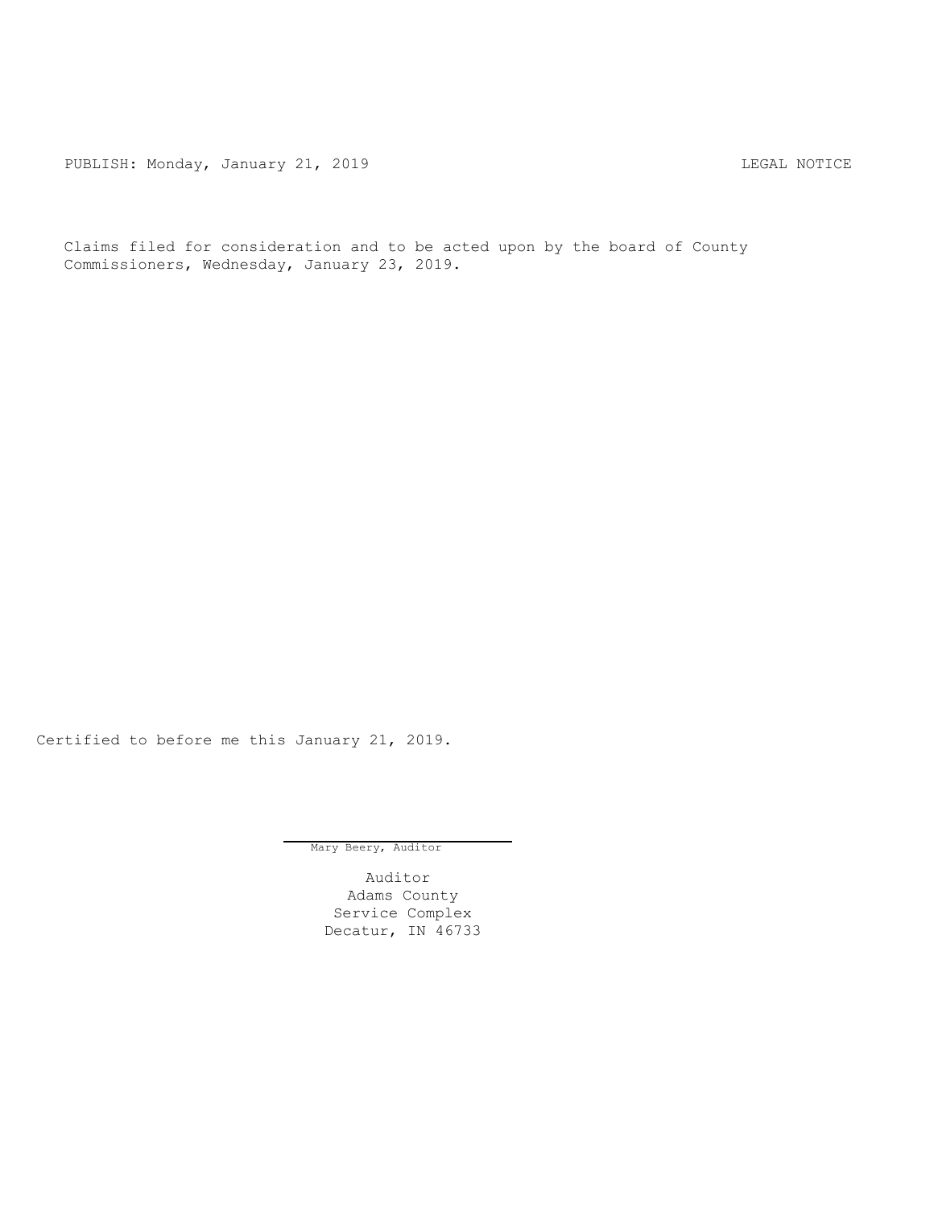PUBLISH: Monday, January 21, 2019 LEGAL NOTICE

Claims filed for consideration and to be acted upon by the board of County Commissioners, Wednesday, January 23, 2019.

Certified to before me this January 21, 2019.

Mary Beery, Auditor

Auditor
Adams County
Service Complex
Decatur, IN 46733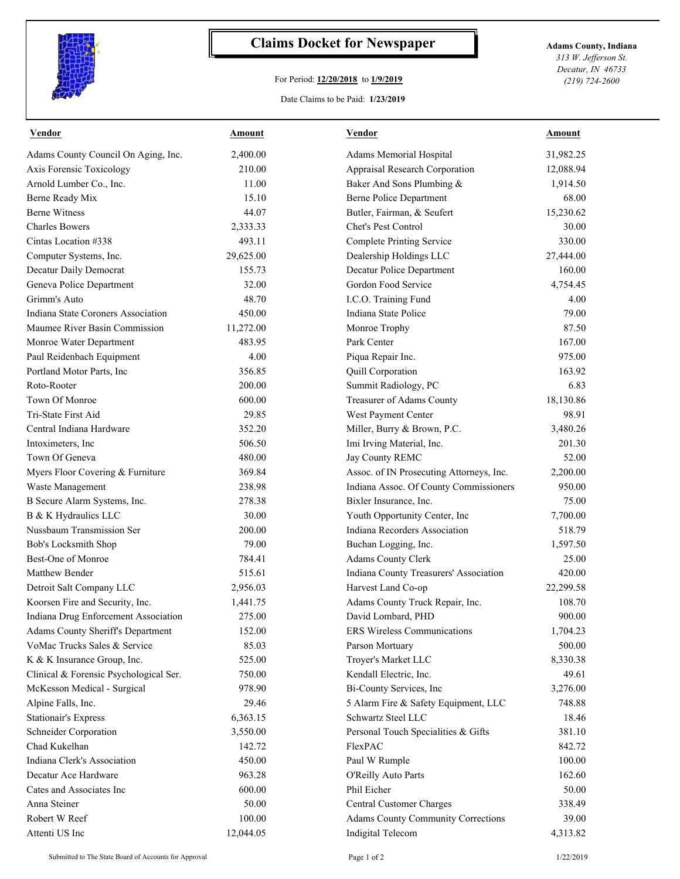# Claims Docket for Newspaper

For Period: **12/20/2018** to **1/9/2019**

Date Claims to be Paid: **1/23/2019**

**Adams County, Indiana**
*313 W. Jefferson St.*
*Decatur, IN 46733*
*(219) 724-2600*

| Vendor | Amount | Vendor | Amount |
|---|---|---|---|
| Adams County Council On Aging, Inc. | 2,400.00 | Adams Memorial Hospital | 31,982.25 |
| Axis Forensic Toxicology | 210.00 | Appraisal Research Corporation | 12,088.94 |
| Arnold Lumber Co., Inc. | 11.00 | Baker And Sons Plumbing & | 1,914.50 |
| Berne Ready Mix | 15.10 | Berne Police Department | 68.00 |
| Berne Witness | 44.07 | Butler, Fairman, & Seufert | 15,230.62 |
| Charles Bowers | 2,333.33 | Chet's Pest Control | 30.00 |
| Cintas Location #338 | 493.11 | Complete Printing Service | 330.00 |
| Computer Systems, Inc. | 29,625.00 | Dealership Holdings LLC | 27,444.00 |
| Decatur Daily Democrat | 155.73 | Decatur Police Department | 160.00 |
| Geneva Police Department | 32.00 | Gordon Food Service | 4,754.45 |
| Grimm's Auto | 48.70 | I.C.O. Training Fund | 4.00 |
| Indiana State Coroners Association | 450.00 | Indiana State Police | 79.00 |
| Maumee River Basin Commission | 11,272.00 | Monroe Trophy | 87.50 |
| Monroe Water Department | 483.95 | Park Center | 167.00 |
| Paul Reidenbach Equipment | 4.00 | Piqua Repair Inc. | 975.00 |
| Portland Motor Parts, Inc | 356.85 | Quill Corporation | 163.92 |
| Roto-Rooter | 200.00 | Summit Radiology, PC | 6.83 |
| Town Of Monroe | 600.00 | Treasurer of Adams County | 18,130.86 |
| Tri-State First Aid | 29.85 | West Payment Center | 98.91 |
| Central Indiana Hardware | 352.20 | Miller, Burry & Brown, P.C. | 3,480.26 |
| Intoximeters, Inc | 506.50 | Imi Irving Material, Inc. | 201.30 |
| Town Of Geneva | 480.00 | Jay County REMC | 52.00 |
| Myers Floor Covering & Furniture | 369.84 | Assoc. of IN Prosecuting Attorneys, Inc. | 2,200.00 |
| Waste Management | 238.98 | Indiana Assoc. Of County Commissioners | 950.00 |
| B Secure Alarm Systems, Inc. | 278.38 | Bixler Insurance, Inc. | 75.00 |
| B & K Hydraulics LLC | 30.00 | Youth Opportunity Center, Inc | 7,700.00 |
| Nussbaum Transmission Ser | 200.00 | Indiana Recorders Association | 518.79 |
| Bob's Locksmith Shop | 79.00 | Buchan Logging, Inc. | 1,597.50 |
| Best-One of Monroe | 784.41 | Adams County Clerk | 25.00 |
| Matthew Bender | 515.61 | Indiana County Treasurers' Association | 420.00 |
| Detroit Salt Company LLC | 2,956.03 | Harvest Land Co-op | 22,299.58 |
| Koorsen Fire and Security, Inc. | 1,441.75 | Adams County Truck Repair, Inc. | 108.70 |
| Indiana Drug Enforcement Association | 275.00 | David Lombard, PHD | 900.00 |
| Adams County Sheriff's Department | 152.00 | ERS Wireless Communications | 1,704.23 |
| VoMac Trucks Sales & Service | 85.03 | Parson Mortuary | 500.00 |
| K & K Insurance Group, Inc. | 525.00 | Troyer's Market LLC | 8,330.38 |
| Clinical & Forensic Psychological Ser. | 750.00 | Kendall Electric, Inc. | 49.61 |
| McKesson Medical - Surgical | 978.90 | Bi-County Services, Inc | 3,276.00 |
| Alpine Falls, Inc. | 29.46 | 5 Alarm Fire & Safety Equipment, LLC | 748.88 |
| Stationair's Express | 6,363.15 | Schwartz Steel LLC | 18.46 |
| Schneider Corporation | 3,550.00 | Personal Touch Specialities & Gifts | 381.10 |
| Chad Kukelhan | 142.72 | FlexPAC | 842.72 |
| Indiana Clerk's Association | 450.00 | Paul W Rumple | 100.00 |
| Decatur Ace Hardware | 963.28 | O'Reilly Auto Parts | 162.60 |
| Cates and Associates Inc | 600.00 | Phil Eicher | 50.00 |
| Anna Steiner | 50.00 | Central Customer Charges | 338.49 |
| Robert W Reef | 100.00 | Adams County Community Corrections | 39.00 |
| Attenti US Inc | 12,044.05 | Indigital Telecom | 4,313.82 |

Submitted to The State Board of Accounts for Approval

1/22/2019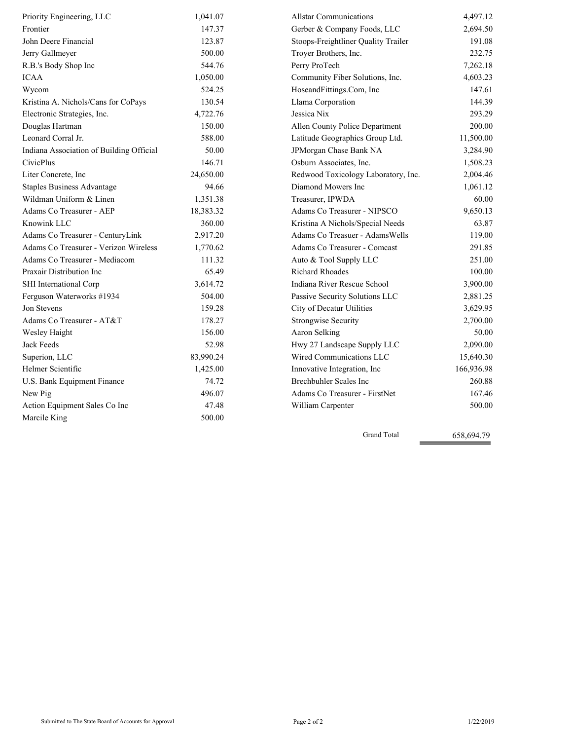| | | | |
|---|---|---|---|
| Priority Engineering, LLC | 1,041.07 | Allstar Communications | 4,497.12 |
| Frontier | 147.37 | Gerber & Company Foods, LLC | 2,694.50 |
| John Deere Financial | 123.87 | Stoops-Freightliner Quality Trailer | 191.08 |
| Jerry Gallmeyer | 500.00 | Troyer Brothers, Inc. | 232.75 |
| R.B.'s Body Shop Inc | 544.76 | Perry ProTech | 7,262.18 |
| ICAA | 1,050.00 | Community Fiber Solutions, Inc. | 4,603.23 |
| Wycom | 524.25 | HoseandFittings.Com, Inc | 147.61 |
| Kristina A. Nichols/Cans for CoPays | 130.54 | Llama Corporation | 144.39 |
| Electronic Strategies, Inc. | 4,722.76 | Jessica Nix | 293.29 |
| Douglas Hartman | 150.00 | Allen County Police Department | 200.00 |
| Leonard Corral Jr. | 588.00 | Latitude Geographics Group Ltd. | 11,500.00 |
| Indiana Association of Building Official | 50.00 | JPMorgan Chase Bank NA | 3,284.90 |
| CivicPlus | 146.71 | Osburn Associates, Inc. | 1,508.23 |
| Liter Concrete, Inc | 24,650.00 | Redwood Toxicology Laboratory, Inc. | 2,004.46 |
| Staples Business Advantage | 94.66 | Diamond Mowers Inc | 1,061.12 |
| Wildman Uniform & Linen | 1,351.38 | Treasurer, IPWDA | 60.00 |
| Adams Co Treasurer - AEP | 18,383.32 | Adams Co Treasurer - NIPSCO | 9,650.13 |
| Knowink LLC | 360.00 | Kristina A Nichols/Special Needs | 63.87 |
| Adams Co Treasurer - CenturyLink | 2,917.20 | Adams Co Treasuer - AdamsWells | 119.00 |
| Adams Co Treasurer - Verizon Wireless | 1,770.62 | Adams Co Treasurer - Comcast | 291.85 |
| Adams Co Treasurer - Mediacom | 111.32 | Auto & Tool Supply LLC | 251.00 |
| Praxair Distribution Inc | 65.49 | Richard Rhoades | 100.00 |
| SHI International Corp | 3,614.72 | Indiana River Rescue School | 3,900.00 |
| Ferguson Waterworks #1934 | 504.00 | Passive Security Solutions LLC | 2,881.25 |
| Jon Stevens | 159.28 | City of Decatur Utilities | 3,629.95 |
| Adams Co Treasurer - AT&T | 178.27 | Strongwise Security | 2,700.00 |
| Wesley Haight | 156.00 | Aaron Selking | 50.00 |
| Jack Feeds | 52.98 | Hwy 27 Landscape Supply LLC | 2,090.00 |
| Superion, LLC | 83,990.24 | Wired Communications LLC | 15,640.30 |
| Helmer Scientific | 1,425.00 | Innovative Integration, Inc | 166,936.98 |
| U.S. Bank Equipment Finance | 74.72 | Brechbuhler Scales Inc | 260.88 |
| New Pig | 496.07 | Adams Co Treasurer - FirstNet | 167.46 |
| Action Equipment Sales Co Inc | 47.48 | William Carpenter | 500.00 |
| Marcile King | 500.00 | | |
| | | Grand Total | 658,694.79 |

Submitted to The State Board of Accounts for Approval

1/22/2019